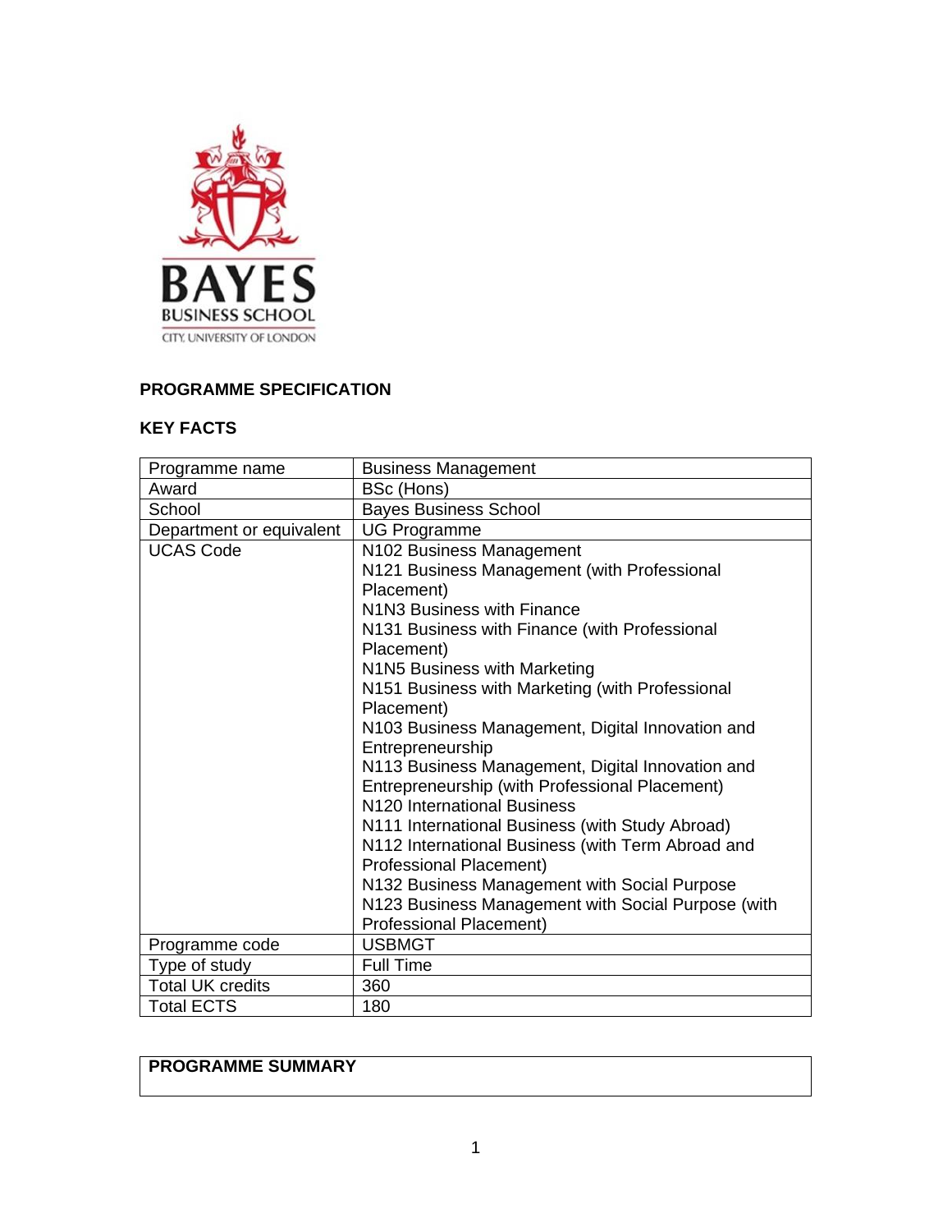# PROGRAMME SPECIFICATION

## KEY FACTS

| Programme name | Business Management |
|---|---|
| Award | BSc (Hons) |
| School | Bayes Business School |
| Department or equivalent | UG Programme |
| UCAS Code | N102 Business Management<br>N121 Business Management (with Professional Placement)<br>N1N3 Business with Finance<br>N131 Business with Finance (with Professional Placement)<br>N1N5 Business with Marketing<br>N151 Business with Marketing (with Professional Placement)<br>N103 Business Management, Digital Innovation and Entrepreneurship<br>N113 Business Management, Digital Innovation and Entrepreneurship (with Professional Placement)<br>N120 International Business<br>N111 International Business (with Study Abroad)<br>N112 International Business (with Term Abroad and Professional Placement)<br>N132 Business Management with Social Purpose<br>N123 Business Management with Social Purpose (with Professional Placement) |
| Programme code | USBMGT |
| Type of study | Full Time |
| Total UK credits | 360 |
| Total ECTS | 180 |

## PROGRAMME SUMMARY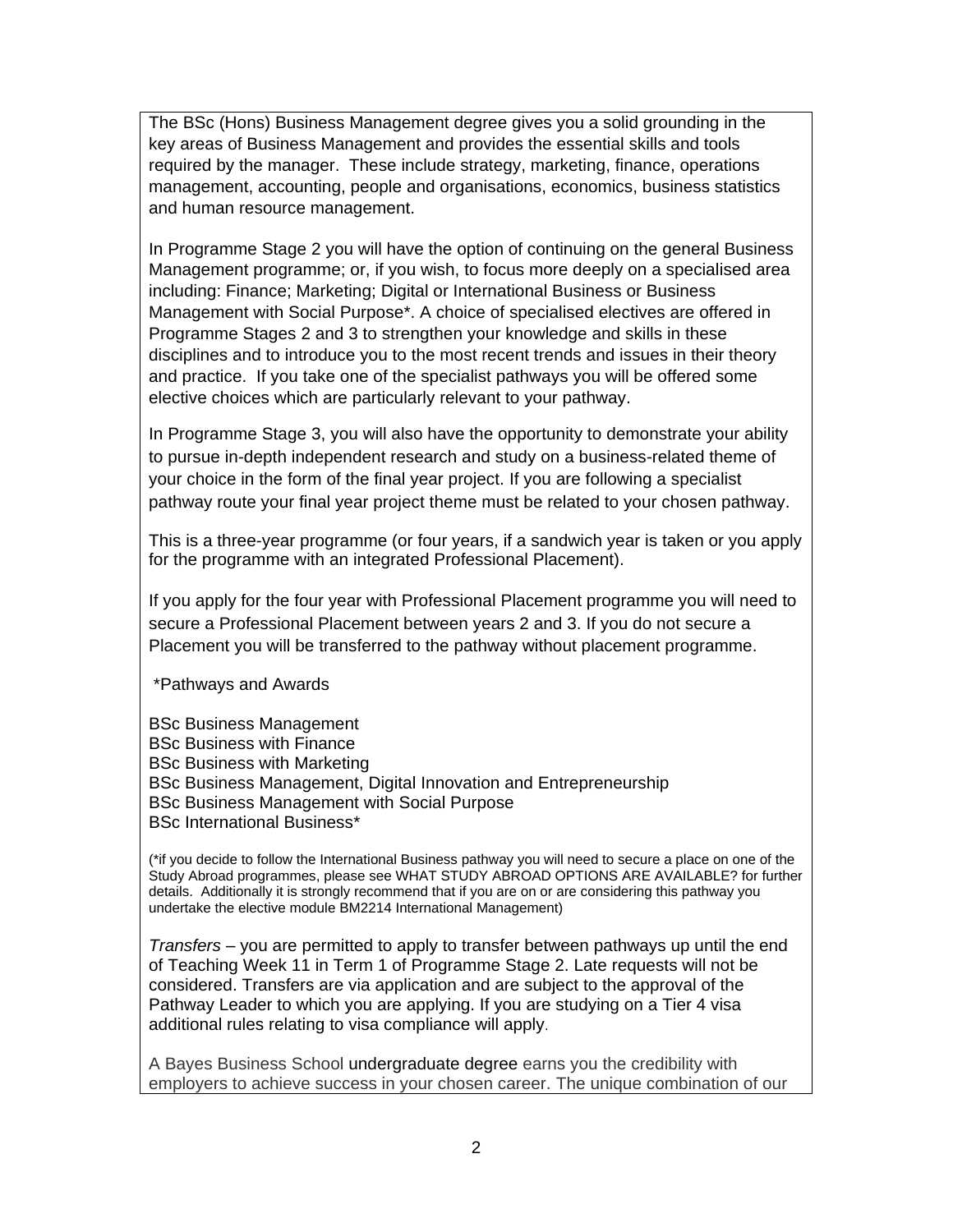The BSc (Hons) Business Management degree gives you a solid grounding in the key areas of Business Management and provides the essential skills and tools required by the manager. These include strategy, marketing, finance, operations management, accounting, people and organisations, economics, business statistics and human resource management.

In Programme Stage 2 you will have the option of continuing on the general Business Management programme; or, if you wish, to focus more deeply on a specialised area including: Finance; Marketing; Digital or International Business or Business Management with Social Purpose*. A choice of specialised electives are offered in Programme Stages 2 and 3 to strengthen your knowledge and skills in these disciplines and to introduce you to the most recent trends and issues in their theory and practice. If you take one of the specialist pathways you will be offered some elective choices which are particularly relevant to your pathway.

In Programme Stage 3, you will also have the opportunity to demonstrate your ability to pursue in-depth independent research and study on a business-related theme of your choice in the form of the final year project. If you are following a specialist pathway route your final year project theme must be related to your chosen pathway.

This is a three-year programme (or four years, if a sandwich year is taken or you apply for the programme with an integrated Professional Placement).

If you apply for the four year with Professional Placement programme you will need to secure a Professional Placement between years 2 and 3. If you do not secure a Placement you will be transferred to the pathway without placement programme.

*Pathways and Awards

BSc Business Management
BSc Business with Finance
BSc Business with Marketing
BSc Business Management, Digital Innovation and Entrepreneurship
BSc Business Management with Social Purpose
BSc International Business*

(*if you decide to follow the International Business pathway you will need to secure a place on one of the Study Abroad programmes, please see WHAT STUDY ABROAD OPTIONS ARE AVAILABLE? for further details. Additionally it is strongly recommend that if you are on or are considering this pathway you undertake the elective module BM2214 International Management)

*Transfers* – you are permitted to apply to transfer between pathways up until the end of Teaching Week 11 in Term 1 of Programme Stage 2. Late requests will not be considered. Transfers are via application and are subject to the approval of the Pathway Leader to which you are applying. If you are studying on a Tier 4 visa additional rules relating to visa compliance will apply.

A Bayes Business School undergraduate degree earns you the credibility with employers to achieve success in your chosen career. The unique combination of our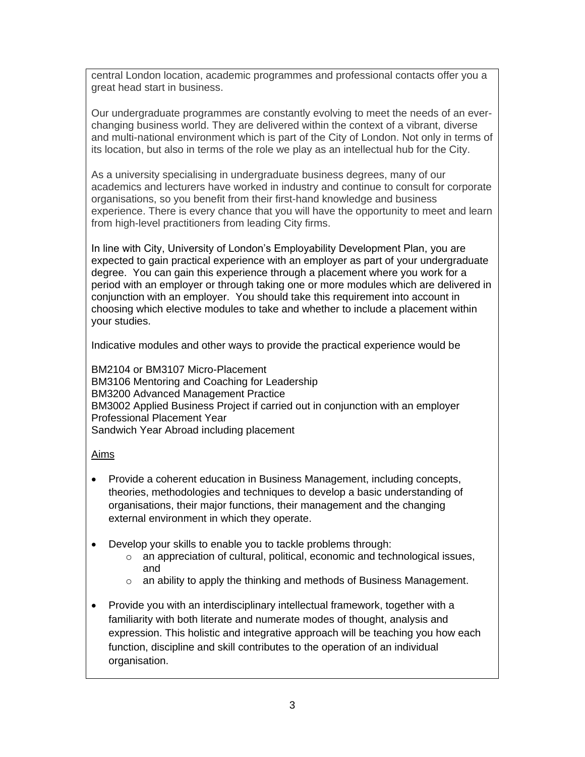central London location, academic programmes and professional contacts offer you a great head start in business.

Our undergraduate programmes are constantly evolving to meet the needs of an ever-changing business world. They are delivered within the context of a vibrant, diverse and multi-national environment which is part of the City of London. Not only in terms of its location, but also in terms of the role we play as an intellectual hub for the City.

As a university specialising in undergraduate business degrees, many of our academics and lecturers have worked in industry and continue to consult for corporate organisations, so you benefit from their first-hand knowledge and business experience. There is every chance that you will have the opportunity to meet and learn from high-level practitioners from leading City firms.

In line with City, University of London's Employability Development Plan, you are expected to gain practical experience with an employer as part of your undergraduate degree. You can gain this experience through a placement where you work for a period with an employer or through taking one or more modules which are delivered in conjunction with an employer. You should take this requirement into account in choosing which elective modules to take and whether to include a placement within your studies.

Indicative modules and other ways to provide the practical experience would be

BM2104 or BM3107 Micro-Placement
BM3106 Mentoring and Coaching for Leadership
BM3200 Advanced Management Practice
BM3002 Applied Business Project if carried out in conjunction with an employer
Professional Placement Year
Sandwich Year Abroad including placement

<u>Aims</u>

- Provide a coherent education in Business Management, including concepts, theories, methodologies and techniques to develop a basic understanding of organisations, their major functions, their management and the changing external environment in which they operate.

- Develop your skills to enable you to tackle problems through:
  - an appreciation of cultural, political, economic and technological issues, and
  - an ability to apply the thinking and methods of Business Management.

- Provide you with an interdisciplinary intellectual framework, together with a familiarity with both literate and numerate modes of thought, analysis and expression. This holistic and integrative approach will be teaching you how each function, discipline and skill contributes to the operation of an individual organisation.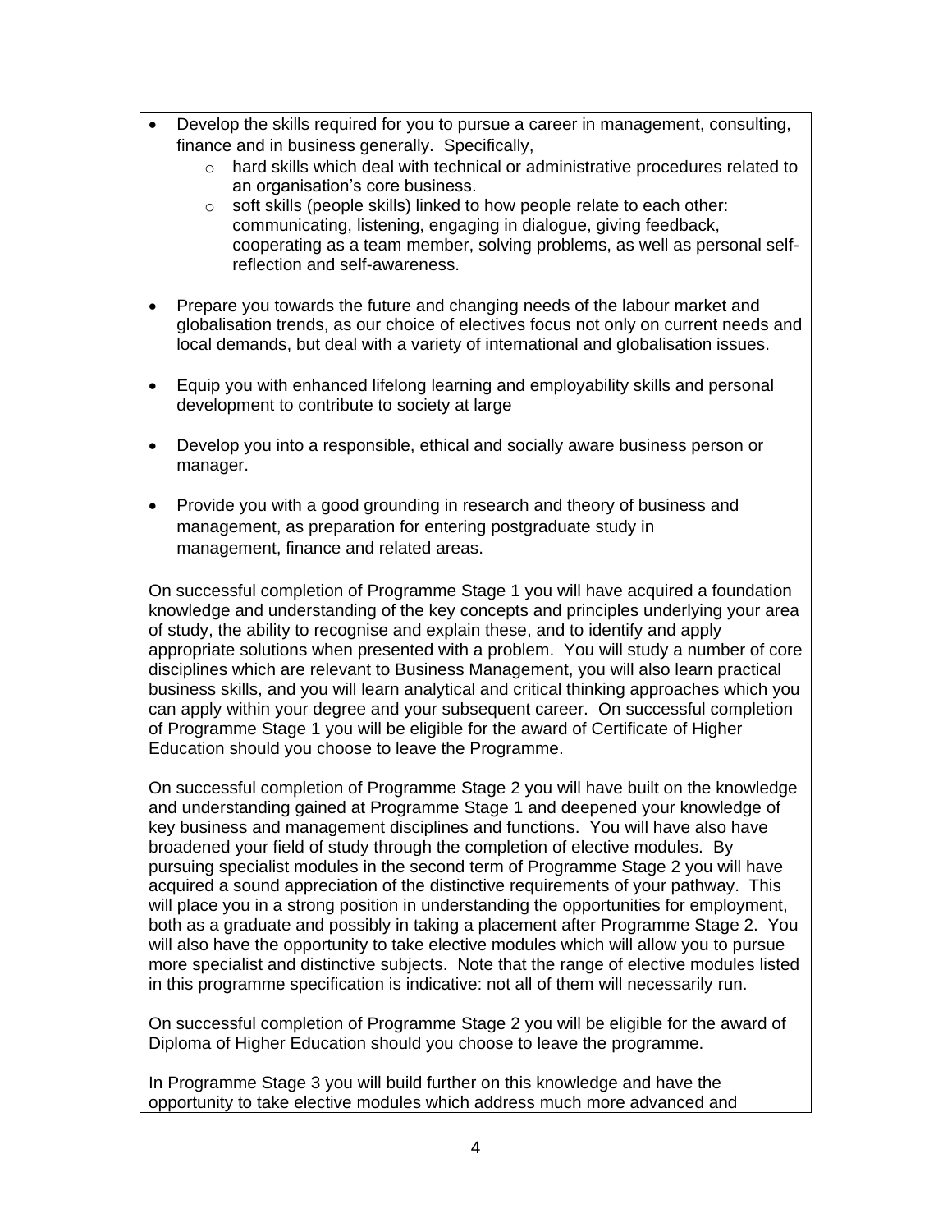- Develop the skills required for you to pursue a career in management, consulting, finance and in business generally. Specifically,
    - hard skills which deal with technical or administrative procedures related to an organisation's core business.
    - soft skills (people skills) linked to how people relate to each other: communicating, listening, engaging in dialogue, giving feedback, cooperating as a team member, solving problems, as well as personal self-reflection and self-awareness.

- Prepare you towards the future and changing needs of the labour market and globalisation trends, as our choice of electives focus not only on current needs and local demands, but deal with a variety of international and globalisation issues.

- Equip you with enhanced lifelong learning and employability skills and personal development to contribute to society at large

- Develop you into a responsible, ethical and socially aware business person or manager.

- Provide you with a good grounding in research and theory of business and management, as preparation for entering postgraduate study in management, finance and related areas.

On successful completion of Programme Stage 1 you will have acquired a foundation knowledge and understanding of the key concepts and principles underlying your area of study, the ability to recognise and explain these, and to identify and apply appropriate solutions when presented with a problem. You will study a number of core disciplines which are relevant to Business Management, you will also learn practical business skills, and you will learn analytical and critical thinking approaches which you can apply within your degree and your subsequent career. On successful completion of Programme Stage 1 you will be eligible for the award of Certificate of Higher Education should you choose to leave the Programme.

On successful completion of Programme Stage 2 you will have built on the knowledge and understanding gained at Programme Stage 1 and deepened your knowledge of key business and management disciplines and functions. You will have also have broadened your field of study through the completion of elective modules. By pursuing specialist modules in the second term of Programme Stage 2 you will have acquired a sound appreciation of the distinctive requirements of your pathway. This will place you in a strong position in understanding the opportunities for employment, both as a graduate and possibly in taking a placement after Programme Stage 2. You will also have the opportunity to take elective modules which will allow you to pursue more specialist and distinctive subjects. Note that the range of elective modules listed in this programme specification is indicative: not all of them will necessarily run.

On successful completion of Programme Stage 2 you will be eligible for the award of Diploma of Higher Education should you choose to leave the programme.

In Programme Stage 3 you will build further on this knowledge and have the opportunity to take elective modules which address much more advanced and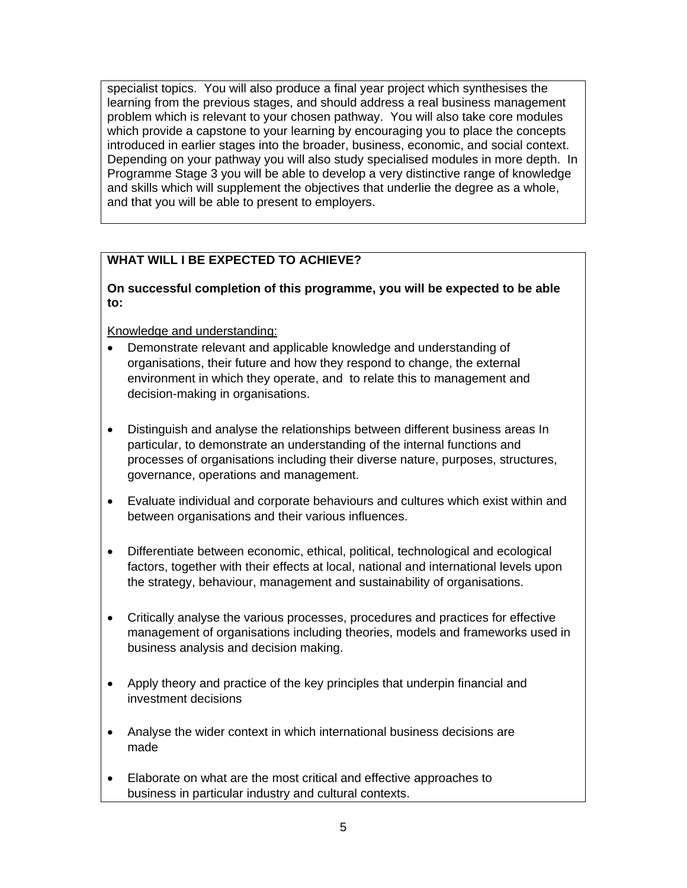specialist topics. You will also produce a final year project which synthesises the learning from the previous stages, and should address a real business management problem which is relevant to your chosen pathway. You will also take core modules which provide a capstone to your learning by encouraging you to place the concepts introduced in earlier stages into the broader, business, economic, and social context. Depending on your pathway you will also study specialised modules in more depth. In Programme Stage 3 you will be able to develop a very distinctive range of knowledge and skills which will supplement the objectives that underlie the degree as a whole, and that you will be able to present to employers.

## WHAT WILL I BE EXPECTED TO ACHIEVE?

**On successful completion of this programme, you will be expected to be able to:**

Knowledge and understanding:

- Demonstrate relevant and applicable knowledge and understanding of organisations, their future and how they respond to change, the external environment in which they operate, and to relate this to management and decision-making in organisations.
- Distinguish and analyse the relationships between different business areas In particular, to demonstrate an understanding of the internal functions and processes of organisations including their diverse nature, purposes, structures, governance, operations and management.
- Evaluate individual and corporate behaviours and cultures which exist within and between organisations and their various influences.
- Differentiate between economic, ethical, political, technological and ecological factors, together with their effects at local, national and international levels upon the strategy, behaviour, management and sustainability of organisations.
- Critically analyse the various processes, procedures and practices for effective management of organisations including theories, models and frameworks used in business analysis and decision making.
- Apply theory and practice of the key principles that underpin financial and investment decisions
- Analyse the wider context in which international business decisions are made
- Elaborate on what are the most critical and effective approaches to business in particular industry and cultural contexts.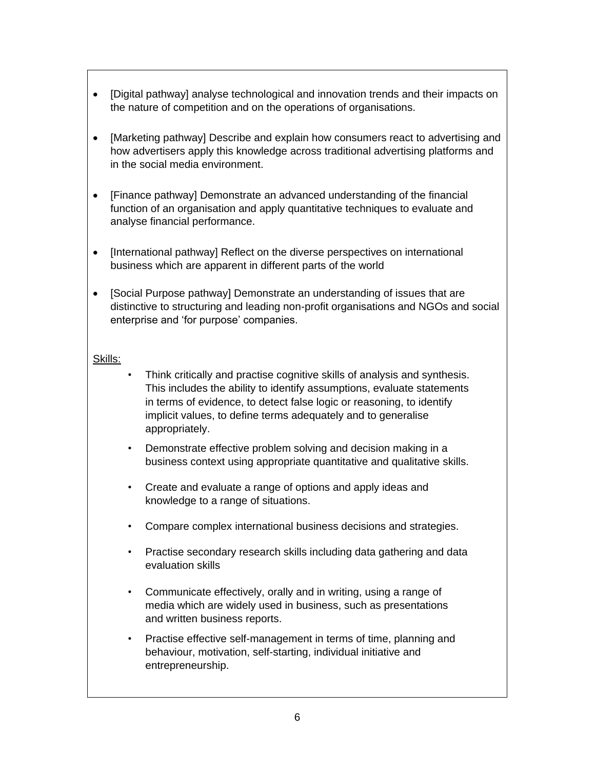- [Digital pathway] analyse technological and innovation trends and their impacts on the nature of competition and on the operations of organisations.

- [Marketing pathway] Describe and explain how consumers react to advertising and how advertisers apply this knowledge across traditional advertising platforms and in the social media environment.

- [Finance pathway] Demonstrate an advanced understanding of the financial function of an organisation and apply quantitative techniques to evaluate and analyse financial performance.

- [International pathway] Reflect on the diverse perspectives on international business which are apparent in different parts of the world

- [Social Purpose pathway] Demonstrate an understanding of issues that are distinctive to structuring and leading non-profit organisations and NGOs and social enterprise and 'for purpose' companies.

<u>Skills:</u>

- Think critically and practise cognitive skills of analysis and synthesis. This includes the ability to identify assumptions, evaluate statements in terms of evidence, to detect false logic or reasoning, to identify implicit values, to define terms adequately and to generalise appropriately.

- Demonstrate effective problem solving and decision making in a business context using appropriate quantitative and qualitative skills.

- Create and evaluate a range of options and apply ideas and knowledge to a range of situations.

- Compare complex international business decisions and strategies.

- Practise secondary research skills including data gathering and data evaluation skills

- Communicate effectively, orally and in writing, using a range of media which are widely used in business, such as presentations and written business reports.

- Practise effective self-management in terms of time, planning and behaviour, motivation, self-starting, individual initiative and entrepreneurship.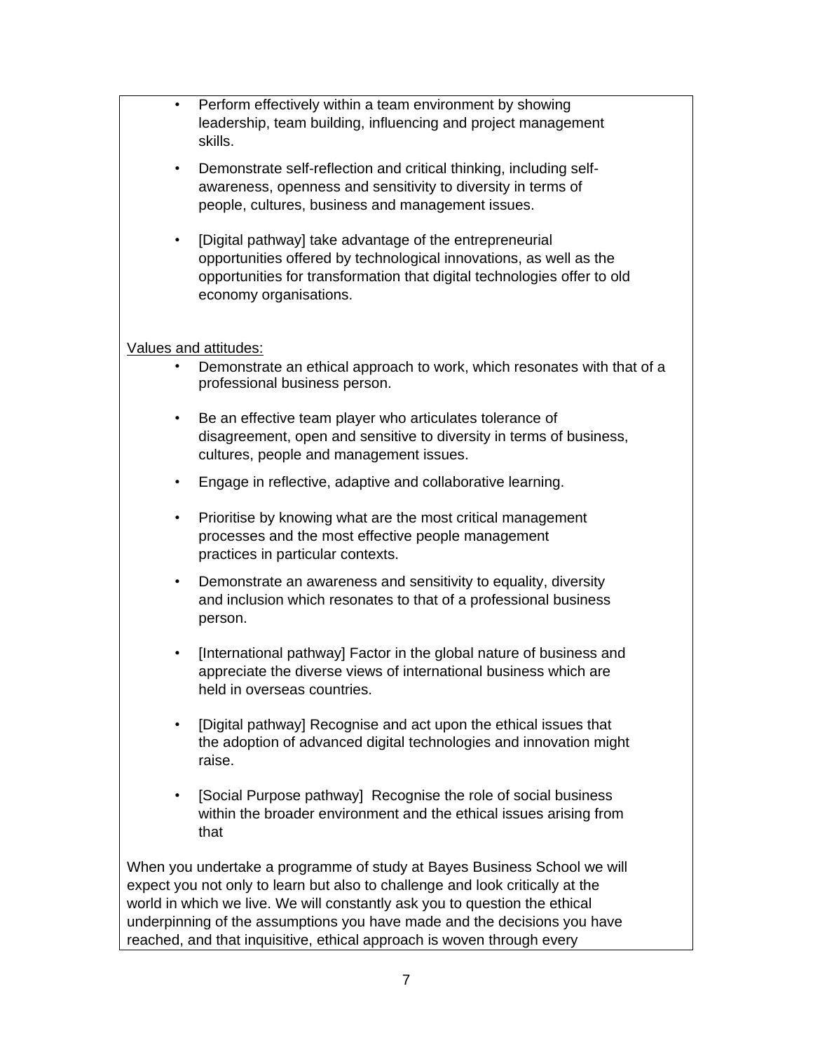- Perform effectively within a team environment by showing leadership, team building, influencing and project management skills.
- Demonstrate self-reflection and critical thinking, including self-awareness, openness and sensitivity to diversity in terms of people, cultures, business and management issues.
- [Digital pathway] take advantage of the entrepreneurial opportunities offered by technological innovations, as well as the opportunities for transformation that digital technologies offer to old economy organisations.

<u>Values and attitudes:</u>

- Demonstrate an ethical approach to work, which resonates with that of a professional business person.
- Be an effective team player who articulates tolerance of disagreement, open and sensitive to diversity in terms of business, cultures, people and management issues.
- Engage in reflective, adaptive and collaborative learning.
- Prioritise by knowing what are the most critical management processes and the most effective people management practices in particular contexts.
- Demonstrate an awareness and sensitivity to equality, diversity and inclusion which resonates to that of a professional business person.
- [International pathway] Factor in the global nature of business and appreciate the diverse views of international business which are held in overseas countries.
- [Digital pathway] Recognise and act upon the ethical issues that the adoption of advanced digital technologies and innovation might raise.
- [Social Purpose pathway] Recognise the role of social business within the broader environment and the ethical issues arising from that

When you undertake a programme of study at Bayes Business School we will expect you not only to learn but also to challenge and look critically at the world in which we live. We will constantly ask you to question the ethical underpinning of the assumptions you have made and the decisions you have reached, and that inquisitive, ethical approach is woven through every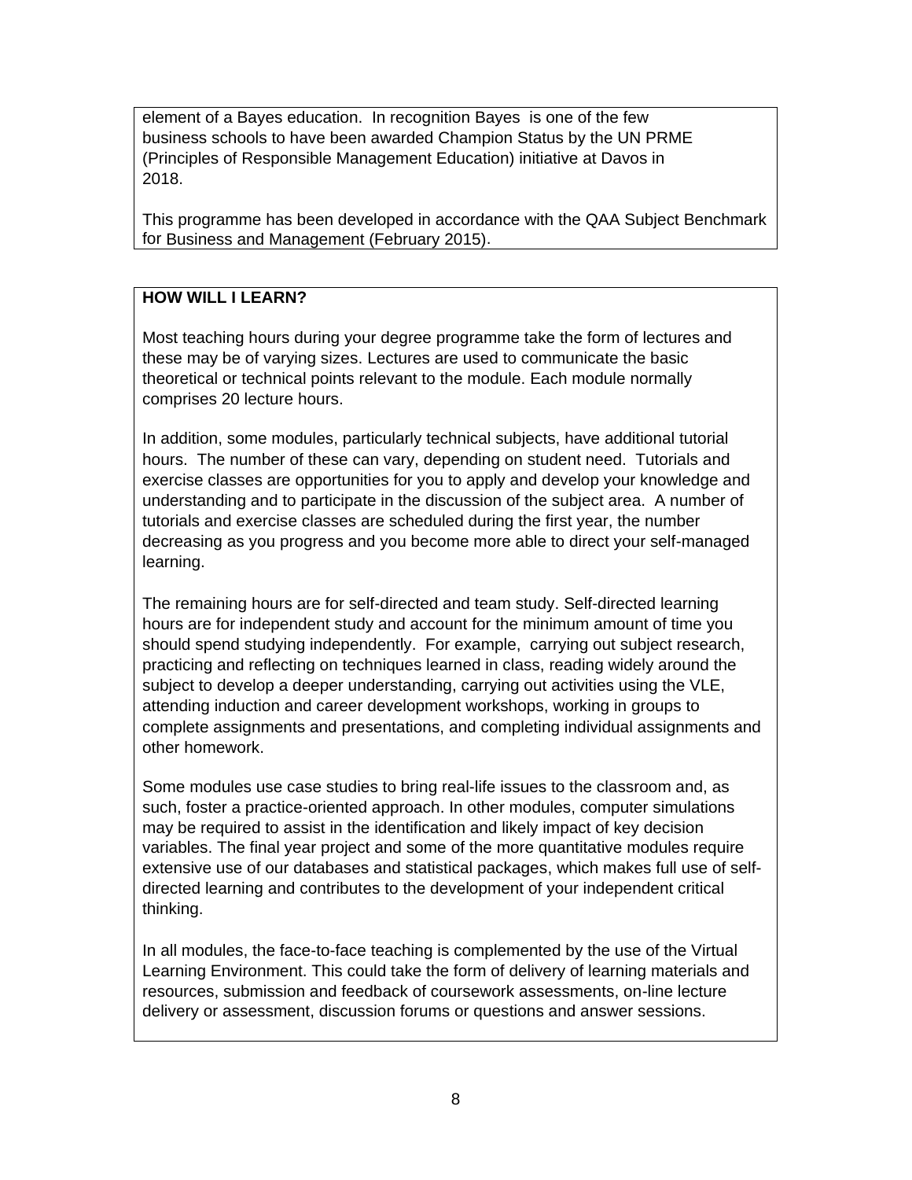element of a Bayes education. In recognition Bayes is one of the few business schools to have been awarded Champion Status by the UN PRME (Principles of Responsible Management Education) initiative at Davos in 2018.

This programme has been developed in accordance with the QAA Subject Benchmark for Business and Management (February 2015).

**HOW WILL I LEARN?**

Most teaching hours during your degree programme take the form of lectures and these may be of varying sizes. Lectures are used to communicate the basic theoretical or technical points relevant to the module. Each module normally comprises 20 lecture hours.

In addition, some modules, particularly technical subjects, have additional tutorial hours. The number of these can vary, depending on student need. Tutorials and exercise classes are opportunities for you to apply and develop your knowledge and understanding and to participate in the discussion of the subject area. A number of tutorials and exercise classes are scheduled during the first year, the number decreasing as you progress and you become more able to direct your self-managed learning.

The remaining hours are for self-directed and team study. Self-directed learning hours are for independent study and account for the minimum amount of time you should spend studying independently. For example, carrying out subject research, practicing and reflecting on techniques learned in class, reading widely around the subject to develop a deeper understanding, carrying out activities using the VLE, attending induction and career development workshops, working in groups to complete assignments and presentations, and completing individual assignments and other homework.

Some modules use case studies to bring real-life issues to the classroom and, as such, foster a practice-oriented approach. In other modules, computer simulations may be required to assist in the identification and likely impact of key decision variables. The final year project and some of the more quantitative modules require extensive use of our databases and statistical packages, which makes full use of self-directed learning and contributes to the development of your independent critical thinking.

In all modules, the face-to-face teaching is complemented by the use of the Virtual Learning Environment. This could take the form of delivery of learning materials and resources, submission and feedback of coursework assessments, on-line lecture delivery or assessment, discussion forums or questions and answer sessions.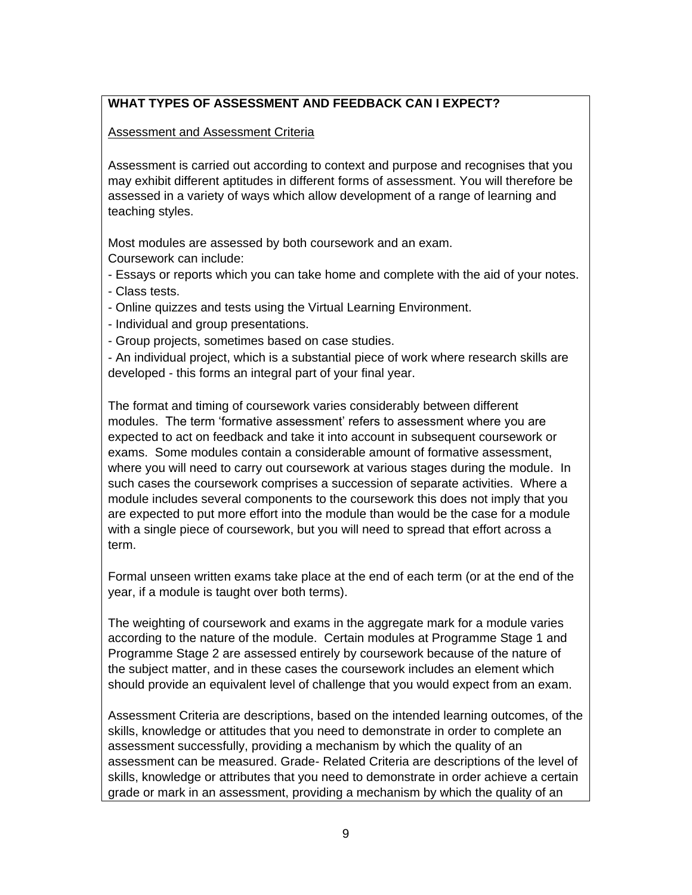## WHAT TYPES OF ASSESSMENT AND FEEDBACK CAN I EXPECT?

<u>Assessment and Assessment Criteria</u>

Assessment is carried out according to context and purpose and recognises that you may exhibit different aptitudes in different forms of assessment. You will therefore be assessed in a variety of ways which allow development of a range of learning and teaching styles.

Most modules are assessed by both coursework and an exam.
Coursework can include:

- Essays or reports which you can take home and complete with the aid of your notes.
- Class tests.
- Online quizzes and tests using the Virtual Learning Environment.
- Individual and group presentations.
- Group projects, sometimes based on case studies.
- An individual project, which is a substantial piece of work where research skills are developed - this forms an integral part of your final year.

The format and timing of coursework varies considerably between different modules. The term 'formative assessment' refers to assessment where you are expected to act on feedback and take it into account in subsequent coursework or exams. Some modules contain a considerable amount of formative assessment, where you will need to carry out coursework at various stages during the module. In such cases the coursework comprises a succession of separate activities. Where a module includes several components to the coursework this does not imply that you are expected to put more effort into the module than would be the case for a module with a single piece of coursework, but you will need to spread that effort across a term.

Formal unseen written exams take place at the end of each term (or at the end of the year, if a module is taught over both terms).

The weighting of coursework and exams in the aggregate mark for a module varies according to the nature of the module. Certain modules at Programme Stage 1 and Programme Stage 2 are assessed entirely by coursework because of the nature of the subject matter, and in these cases the coursework includes an element which should provide an equivalent level of challenge that you would expect from an exam.

Assessment Criteria are descriptions, based on the intended learning outcomes, of the skills, knowledge or attitudes that you need to demonstrate in order to complete an assessment successfully, providing a mechanism by which the quality of an assessment can be measured. Grade- Related Criteria are descriptions of the level of skills, knowledge or attributes that you need to demonstrate in order achieve a certain grade or mark in an assessment, providing a mechanism by which the quality of an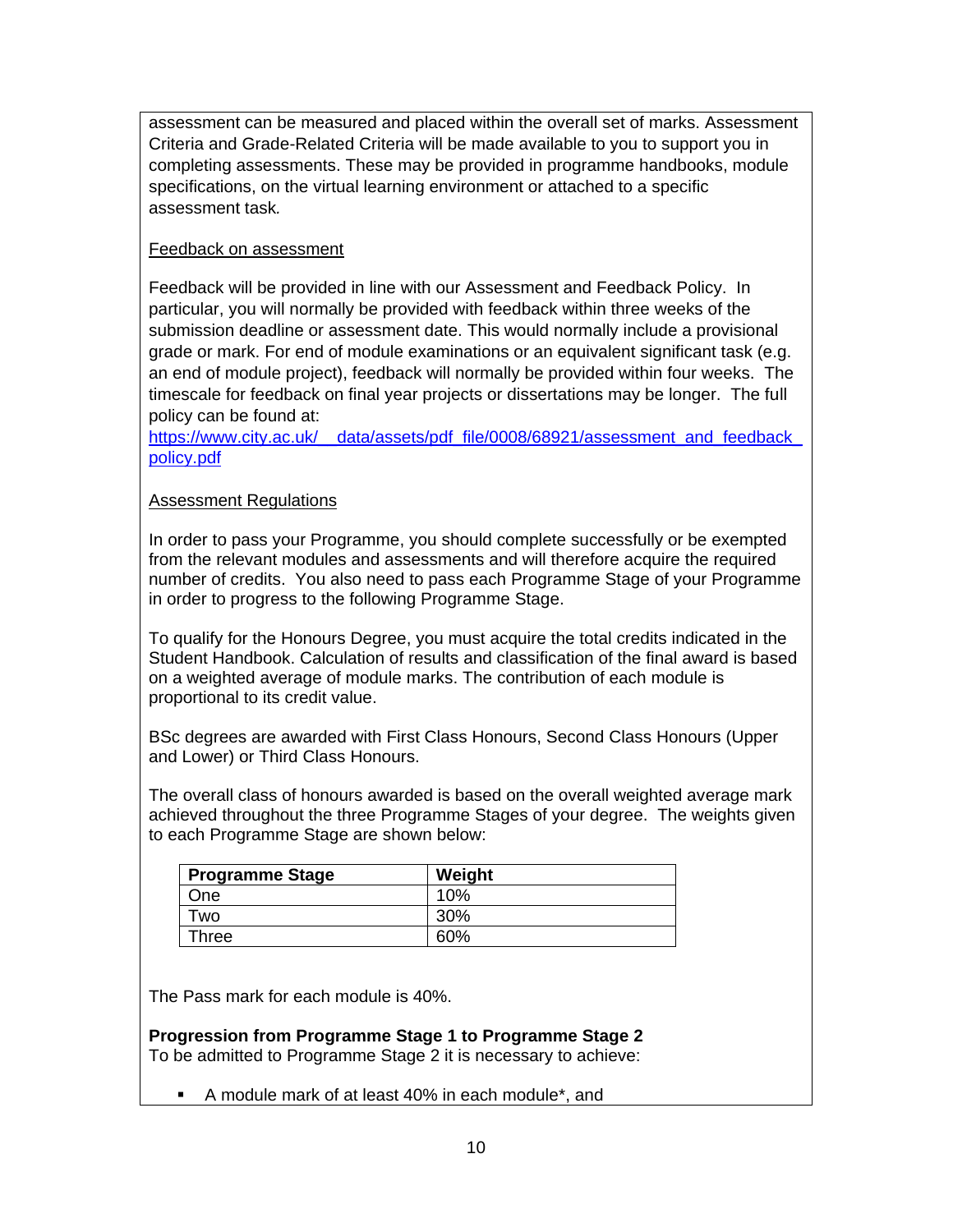assessment can be measured and placed within the overall set of marks. Assessment Criteria and Grade-Related Criteria will be made available to you to support you in completing assessments. These may be provided in programme handbooks, module specifications, on the virtual learning environment or attached to a specific assessment task.

Feedback on assessment

Feedback will be provided in line with our Assessment and Feedback Policy. In particular, you will normally be provided with feedback within three weeks of the submission deadline or assessment date. This would normally include a provisional grade or mark. For end of module examinations or an equivalent significant task (e.g. an end of module project), feedback will normally be provided within four weeks. The timescale for feedback on final year projects or dissertations may be longer. The full policy can be found at:
https://www.city.ac.uk/__data/assets/pdf_file/0008/68921/assessment_and_feedback_policy.pdf

Assessment Regulations

In order to pass your Programme, you should complete successfully or be exempted from the relevant modules and assessments and will therefore acquire the required number of credits. You also need to pass each Programme Stage of your Programme in order to progress to the following Programme Stage.

To qualify for the Honours Degree, you must acquire the total credits indicated in the Student Handbook. Calculation of results and classification of the final award is based on a weighted average of module marks. The contribution of each module is proportional to its credit value.

BSc degrees are awarded with First Class Honours, Second Class Honours (Upper and Lower) or Third Class Honours.

The overall class of honours awarded is based on the overall weighted average mark achieved throughout the three Programme Stages of your degree. The weights given to each Programme Stage are shown below:

| Programme Stage | Weight |
| --- | --- |
| One | 10% |
| Two | 30% |
| Three | 60% |

The Pass mark for each module is 40%.

**Progression from Programme Stage 1 to Programme Stage 2**
To be admitted to Programme Stage 2 it is necessary to achieve:

- A module mark of at least 40% in each module*, and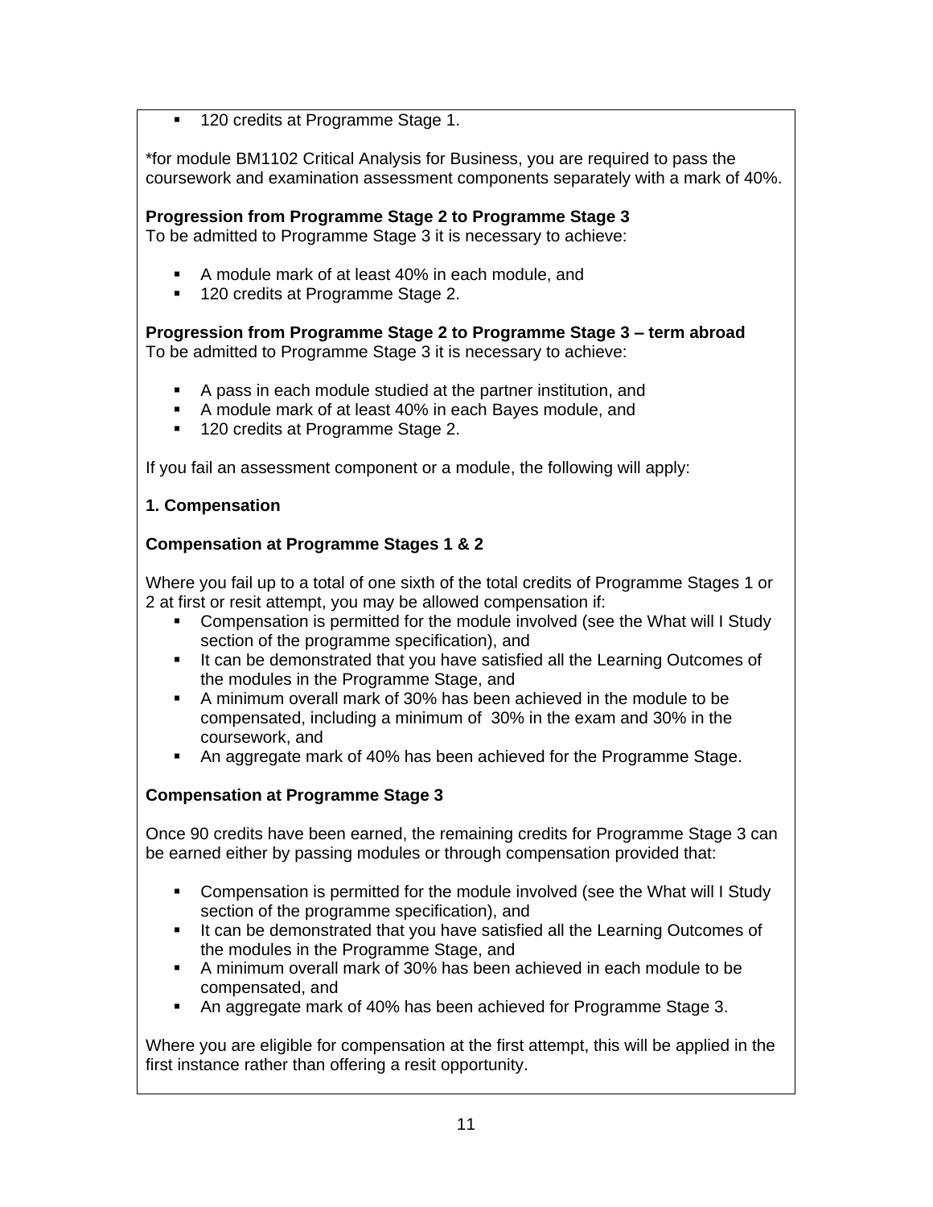- 120 credits at Programme Stage 1.

*for module BM1102 Critical Analysis for Business, you are required to pass the coursework and examination assessment components separately with a mark of 40%.

**Progression from Programme Stage 2 to Programme Stage 3**
To be admitted to Programme Stage 3 it is necessary to achieve:

- A module mark of at least 40% in each module, and
- 120 credits at Programme Stage 2.

**Progression from Programme Stage 2 to Programme Stage 3 – term abroad**
To be admitted to Programme Stage 3 it is necessary to achieve:

- A pass in each module studied at the partner institution, and
- A module mark of at least 40% in each Bayes module, and
- 120 credits at Programme Stage 2.

If you fail an assessment component or a module, the following will apply:

**1. Compensation**

**Compensation at Programme Stages 1 & 2**

Where you fail up to a total of one sixth of the total credits of Programme Stages 1 or 2 at first or resit attempt, you may be allowed compensation if:

- Compensation is permitted for the module involved (see the What will I Study section of the programme specification), and
- It can be demonstrated that you have satisfied all the Learning Outcomes of the modules in the Programme Stage, and
- A minimum overall mark of 30% has been achieved in the module to be compensated, including a minimum of 30% in the exam and 30% in the coursework, and
- An aggregate mark of 40% has been achieved for the Programme Stage.

**Compensation at Programme Stage 3**

Once 90 credits have been earned, the remaining credits for Programme Stage 3 can be earned either by passing modules or through compensation provided that:

- Compensation is permitted for the module involved (see the What will I Study section of the programme specification), and
- It can be demonstrated that you have satisfied all the Learning Outcomes of the modules in the Programme Stage, and
- A minimum overall mark of 30% has been achieved in each module to be compensated, and
- An aggregate mark of 40% has been achieved for Programme Stage 3.

Where you are eligible for compensation at the first attempt, this will be applied in the first instance rather than offering a resit opportunity.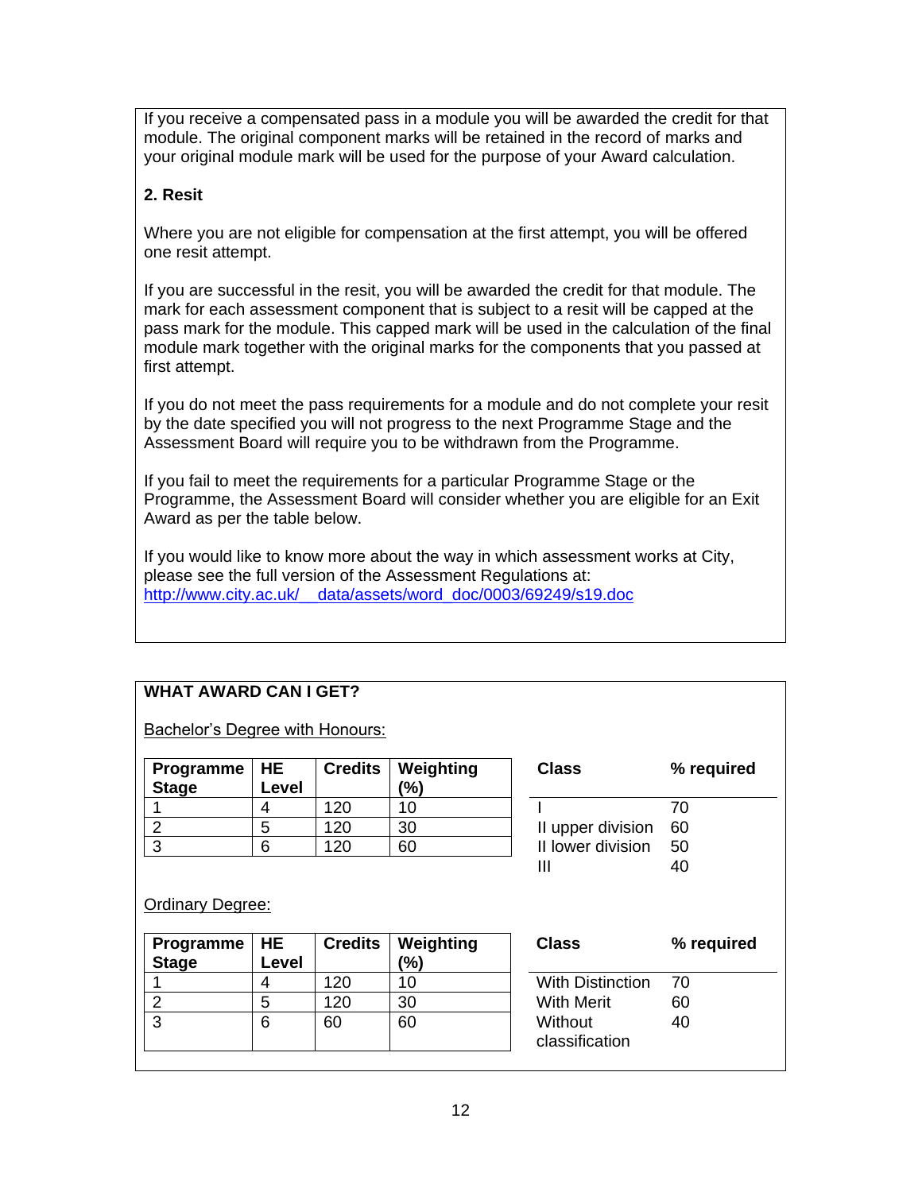If you receive a compensated pass in a module you will be awarded the credit for that module. The original component marks will be retained in the record of marks and your original module mark will be used for the purpose of your Award calculation.

**2. Resit**

Where you are not eligible for compensation at the first attempt, you will be offered one resit attempt.

If you are successful in the resit, you will be awarded the credit for that module. The mark for each assessment component that is subject to a resit will be capped at the pass mark for the module. This capped mark will be used in the calculation of the final module mark together with the original marks for the components that you passed at first attempt.

If you do not meet the pass requirements for a module and do not complete your resit by the date specified you will not progress to the next Programme Stage and the Assessment Board will require you to be withdrawn from the Programme.

If you fail to meet the requirements for a particular Programme Stage or the Programme, the Assessment Board will consider whether you are eligible for an Exit Award as per the table below.

If you would like to know more about the way in which assessment works at City, please see the full version of the Assessment Regulations at: http://www.city.ac.uk/__data/assets/word_doc/0003/69249/s19.doc

**WHAT AWARD CAN I GET?**

Bachelor's Degree with Honours:

| Programme Stage | HE Level | Credits | Weighting (%) |
|---|---|---|---|
| 1 | 4 | 120 | 10 |
| 2 | 5 | 120 | 30 |
| 3 | 6 | 120 | 60 |

| Class | % required |
|---|---|
| I | 70 |
| II upper division | 60 |
| II lower division | 50 |
| III | 40 |

Ordinary Degree:

| Programme Stage | HE Level | Credits | Weighting (%) |
|---|---|---|---|
| 1 | 4 | 120 | 10 |
| 2 | 5 | 120 | 30 |
| 3 | 6 | 60 | 60 |

| Class | % required |
|---|---|
| With Distinction | 70 |
| With Merit | 60 |
| Without classification | 40 |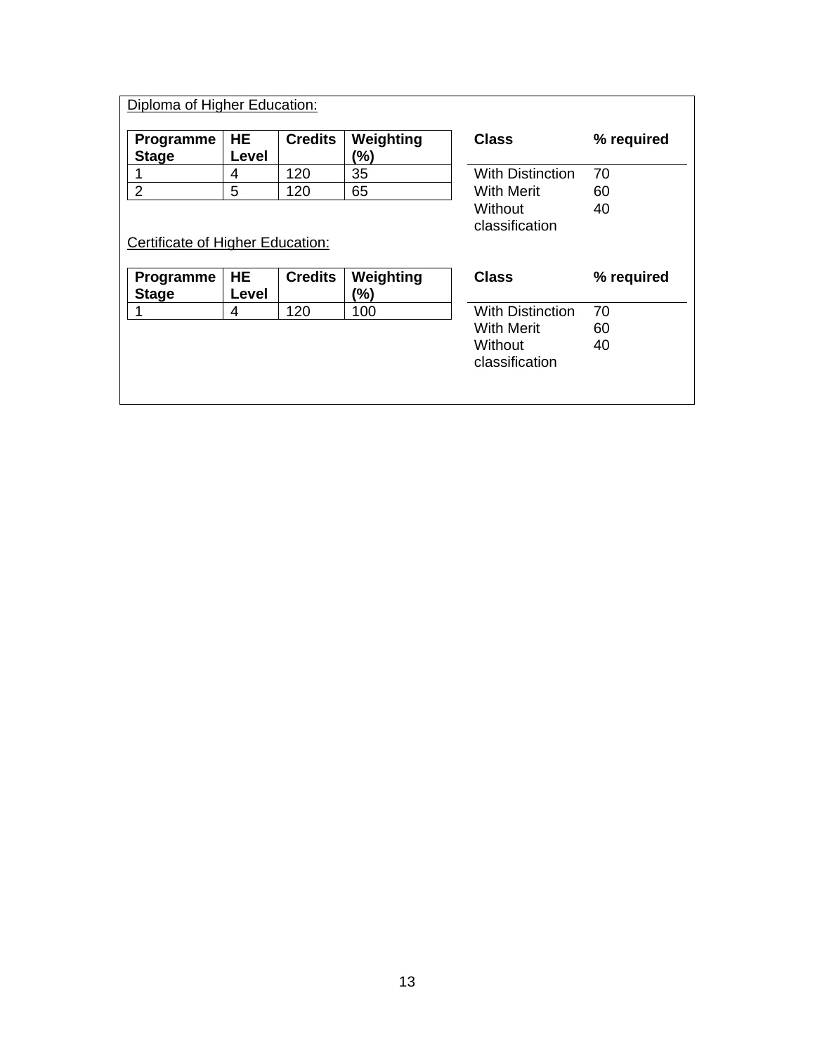Diploma of Higher Education:

| Programme Stage | HE Level | Credits | Weighting (%) |
|---|---|---|---|
| 1 | 4 | 120 | 35 |
| 2 | 5 | 120 | 65 |

| Class | % required |
|---|---|
| With Distinction | 70 |
| With Merit | 60 |
| Without classification | 40 |

Certificate of Higher Education:

| Programme Stage | HE Level | Credits | Weighting (%) |
|---|---|---|---|
| 1 | 4 | 120 | 100 |

| Class | % required |
|---|---|
| With Distinction | 70 |
| With Merit | 60 |
| Without classification | 40 |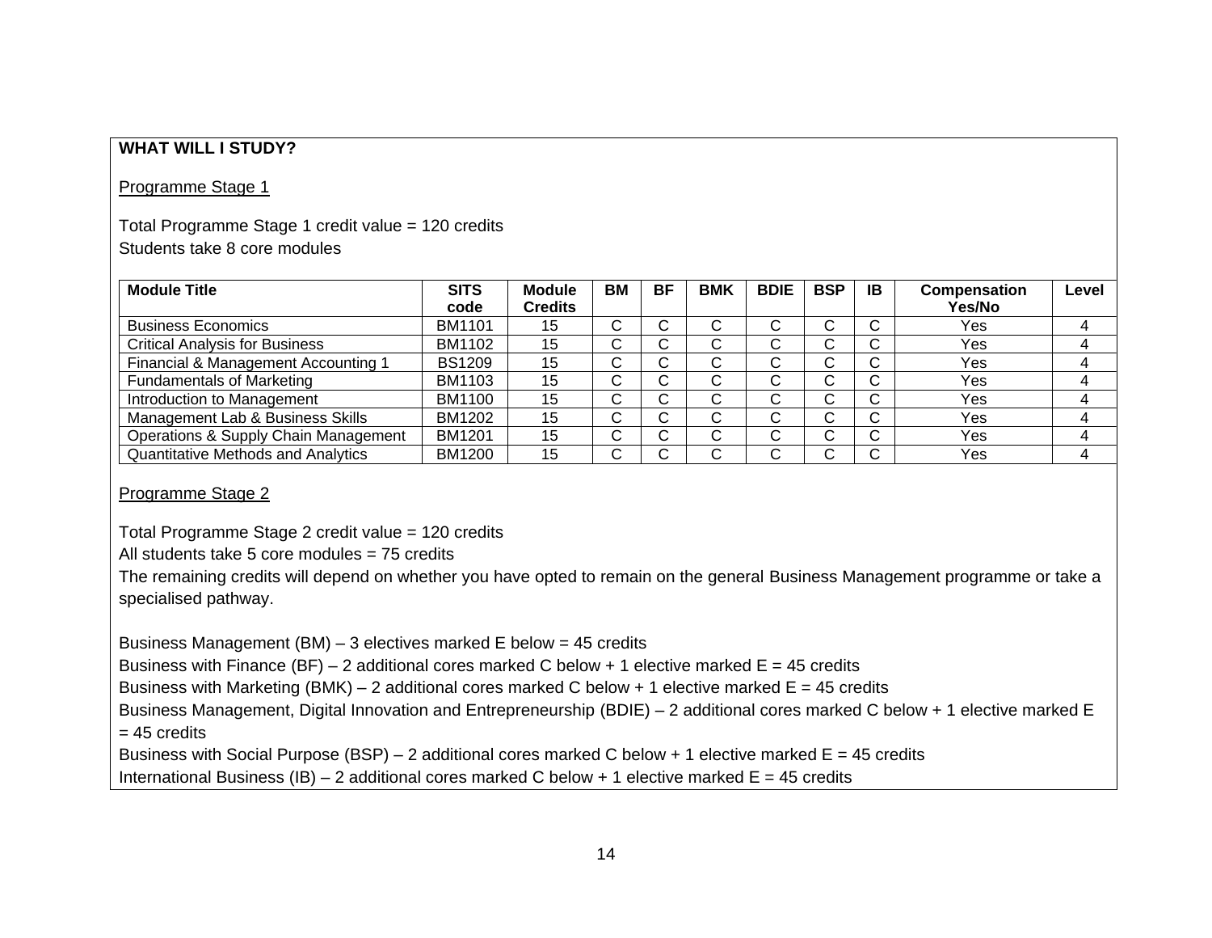**WHAT WILL I STUDY?**

Programme Stage 1

Total Programme Stage 1 credit value = 120 credits
Students take 8 core modules

| Module Title | SITS code | Module Credits | BM | BF | BMK | BDIE | BSP | IB | Compensation Yes/No | Level |
|---|---|---|---|---|---|---|---|---|---|---|
| Business Economics | BM1101 | 15 | C | C | C | C | C | C | Yes | 4 |
| Critical Analysis for Business | BM1102 | 15 | C | C | C | C | C | C | Yes | 4 |
| Financial & Management Accounting 1 | BS1209 | 15 | C | C | C | C | C | C | Yes | 4 |
| Fundamentals of Marketing | BM1103 | 15 | C | C | C | C | C | C | Yes | 4 |
| Introduction to Management | BM1100 | 15 | C | C | C | C | C | C | Yes | 4 |
| Management Lab & Business Skills | BM1202 | 15 | C | C | C | C | C | C | Yes | 4 |
| Operations & Supply Chain Management | BM1201 | 15 | C | C | C | C | C | C | Yes | 4 |
| Quantitative Methods and Analytics | BM1200 | 15 | C | C | C | C | C | C | Yes | 4 |

Programme Stage 2

Total Programme Stage 2 credit value = 120 credits
All students take 5 core modules = 75 credits
The remaining credits will depend on whether you have opted to remain on the general Business Management programme or take a specialised pathway.

Business Management (BM) – 3 electives marked E below = 45 credits
Business with Finance (BF) – 2 additional cores marked C below + 1 elective marked E = 45 credits
Business with Marketing (BMK) – 2 additional cores marked C below + 1 elective marked E = 45 credits
Business Management, Digital Innovation and Entrepreneurship (BDIE) – 2 additional cores marked C below + 1 elective marked E = 45 credits
Business with Social Purpose (BSP) – 2 additional cores marked C below + 1 elective marked E = 45 credits
International Business (IB) – 2 additional cores marked C below + 1 elective marked E = 45 credits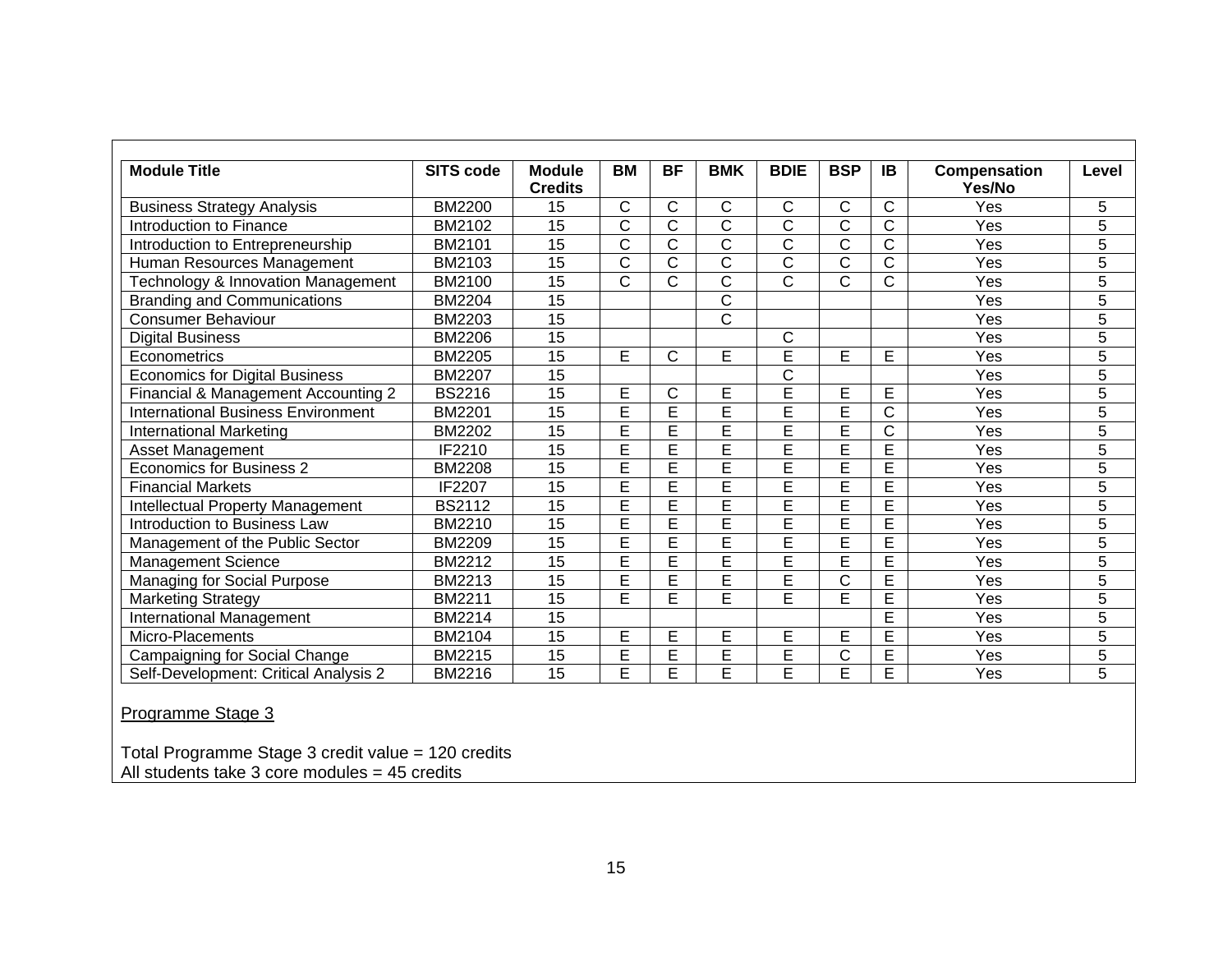| Module Title | SITS code | Module Credits | BM | BF | BMK | BDIE | BSP | IB | Compensation Yes/No | Level |
|---|---|---|---|---|---|---|---|---|---|---|
| Business Strategy Analysis | BM2200 | 15 | C | C | C | C | C | C | Yes | 5 |
| Introduction to Finance | BM2102 | 15 | C | C | C | C | C | C | Yes | 5 |
| Introduction to Entrepreneurship | BM2101 | 15 | C | C | C | C | C | C | Yes | 5 |
| Human Resources Management | BM2103 | 15 | C | C | C | C | C | C | Yes | 5 |
| Technology & Innovation Management | BM2100 | 15 | C | C | C | C | C | C | Yes | 5 |
| Branding and Communications | BM2204 | 15 | | | C | | | | Yes | 5 |
| Consumer Behaviour | BM2203 | 15 | | | C | | | | Yes | 5 |
| Digital Business | BM2206 | 15 | | | | C | | | Yes | 5 |
| Econometrics | BM2205 | 15 | E | C | E | E | E | E | Yes | 5 |
| Economics for Digital Business | BM2207 | 15 | | | | C | | | Yes | 5 |
| Financial & Management Accounting 2 | BS2216 | 15 | E | C | E | E | E | E | Yes | 5 |
| International Business Environment | BM2201 | 15 | E | E | E | E | E | C | Yes | 5 |
| International Marketing | BM2202 | 15 | E | E | E | E | E | C | Yes | 5 |
| Asset Management | IF2210 | 15 | E | E | E | E | E | E | Yes | 5 |
| Economics for Business 2 | BM2208 | 15 | E | E | E | E | E | E | Yes | 5 |
| Financial Markets | IF2207 | 15 | E | E | E | E | E | E | Yes | 5 |
| Intellectual Property Management | BS2112 | 15 | E | E | E | E | E | E | Yes | 5 |
| Introduction to Business Law | BM2210 | 15 | E | E | E | E | E | E | Yes | 5 |
| Management of the Public Sector | BM2209 | 15 | E | E | E | E | E | E | Yes | 5 |
| Management Science | BM2212 | 15 | E | E | E | E | E | E | Yes | 5 |
| Managing for Social Purpose | BM2213 | 15 | E | E | E | E | C | E | Yes | 5 |
| Marketing Strategy | BM2211 | 15 | E | E | E | E | E | E | Yes | 5 |
| International Management | BM2214 | 15 | | | | | | E | Yes | 5 |
| Micro-Placements | BM2104 | 15 | E | E | E | E | E | E | Yes | 5 |
| Campaigning for Social Change | BM2215 | 15 | E | E | E | E | C | E | Yes | 5 |
| Self-Development: Critical Analysis 2 | BM2216 | 15 | E | E | E | E | E | E | Yes | 5 |

<u>Programme Stage 3</u>

Total Programme Stage 3 credit value = 120 credits
All students take 3 core modules = 45 credits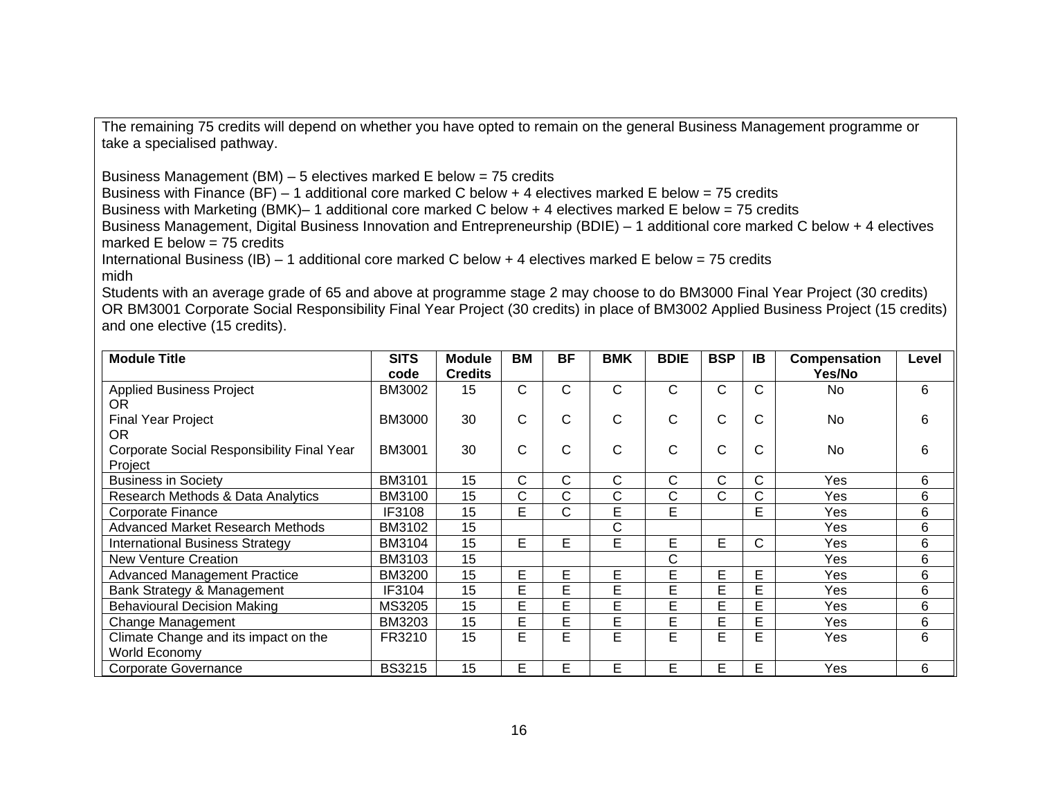The remaining 75 credits will depend on whether you have opted to remain on the general Business Management programme or take a specialised pathway.

Business Management (BM) – 5 electives marked E below = 75 credits
Business with Finance (BF) – 1 additional core marked C below + 4 electives marked E below = 75 credits
Business with Marketing (BMK)– 1 additional core marked C below + 4 electives marked E below = 75 credits
Business Management, Digital Business Innovation and Entrepreneurship (BDIE) – 1 additional core marked C below + 4 electives marked E below = 75 credits
International Business (IB) – 1 additional core marked C below + 4 electives marked E below = 75 credits
midh
Students with an average grade of 65 and above at programme stage 2 may choose to do BM3000 Final Year Project (30 credits) OR BM3001 Corporate Social Responsibility Final Year Project (30 credits) in place of BM3002 Applied Business Project (15 credits) and one elective (15 credits).

| Module Title | SITS code | Module Credits | BM | BF | BMK | BDIE | BSP | IB | Compensation Yes/No | Level |
|---|---|---|---|---|---|---|---|---|---|---|
| Applied Business Project<br>OR | BM3002 | 15 | C | C | C | C | C | C | No | 6 |
| Final Year Project<br>OR | BM3000 | 30 | C | C | C | C | C | C | No | 6 |
| Corporate Social Responsibility Final Year Project | BM3001 | 30 | C | C | C | C | C | C | No | 6 |
| Business in Society | BM3101 | 15 | C | C | C | C | C | C | Yes | 6 |
| Research Methods & Data Analytics | BM3100 | 15 | C | C | C | C | C | C | Yes | 6 |
| Corporate Finance | IF3108 | 15 | E | C | E | E | | E | Yes | 6 |
| Advanced Market Research Methods | BM3102 | 15 | | | C | | | | Yes | 6 |
| International Business Strategy | BM3104 | 15 | E | E | E | E | E | C | Yes | 6 |
| New Venture Creation | BM3103 | 15 | | | | C | | | Yes | 6 |
| Advanced Management Practice | BM3200 | 15 | E | E | E | E | E | E | Yes | 6 |
| Bank Strategy & Management | IF3104 | 15 | E | E | E | E | E | E | Yes | 6 |
| Behavioural Decision Making | MS3205 | 15 | E | E | E | E | E | E | Yes | 6 |
| Change Management | BM3203 | 15 | E | E | E | E | E | E | Yes | 6 |
| Climate Change and its impact on the World Economy | FR3210 | 15 | E | E | E | E | E | E | Yes | 6 |
| Corporate Governance | BS3215 | 15 | E | E | E | E | E | E | Yes | 6 |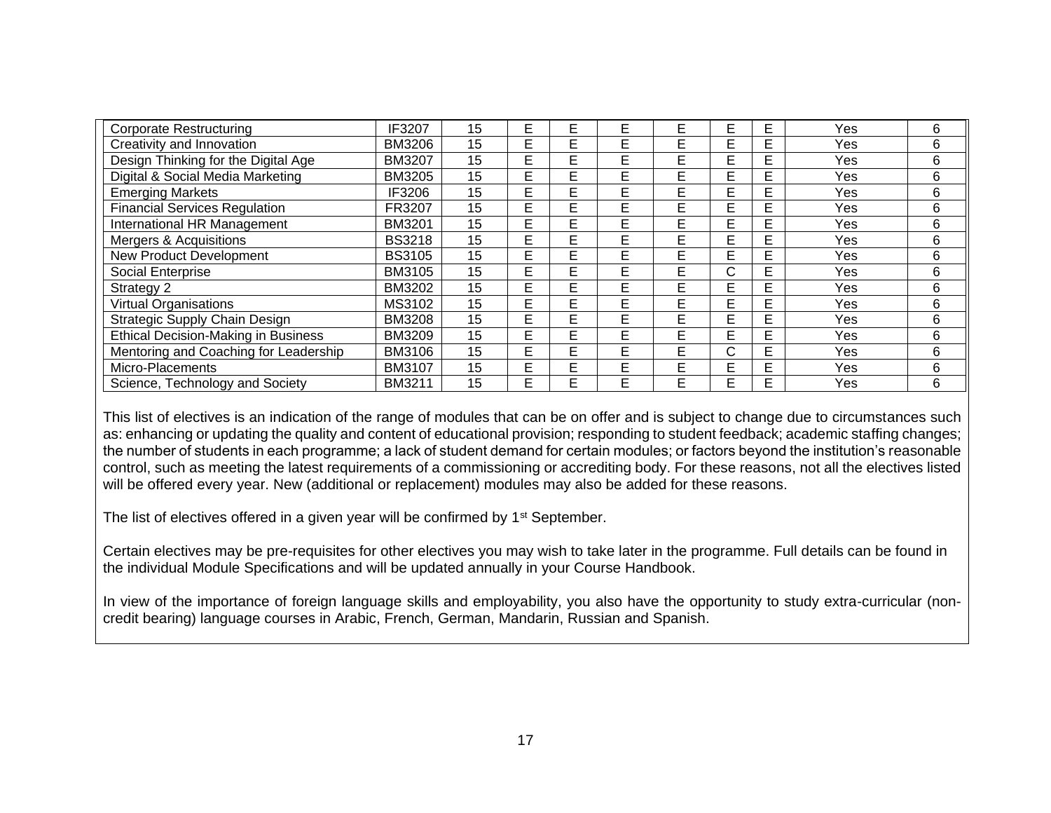| | | | | | | | | | | |
|---|---|---|---|---|---|---|---|---|---|---|
| Corporate Restructuring | IF3207 | 15 | E | E | E | E | E | E | Yes | 6 |
| Creativity and Innovation | BM3206 | 15 | E | E | E | E | E | E | Yes | 6 |
| Design Thinking for the Digital Age | BM3207 | 15 | E | E | E | E | E | E | Yes | 6 |
| Digital & Social Media Marketing | BM3205 | 15 | E | E | E | E | E | E | Yes | 6 |
| Emerging Markets | IF3206 | 15 | E | E | E | E | E | E | Yes | 6 |
| Financial Services Regulation | FR3207 | 15 | E | E | E | E | E | E | Yes | 6 |
| International HR Management | BM3201 | 15 | E | E | E | E | E | E | Yes | 6 |
| Mergers & Acquisitions | BS3218 | 15 | E | E | E | E | E | E | Yes | 6 |
| New Product Development | BS3105 | 15 | E | E | E | E | E | E | Yes | 6 |
| Social Enterprise | BM3105 | 15 | E | E | E | E | C | E | Yes | 6 |
| Strategy 2 | BM3202 | 15 | E | E | E | E | E | E | Yes | 6 |
| Virtual Organisations | MS3102 | 15 | E | E | E | E | E | E | Yes | 6 |
| Strategic Supply Chain Design | BM3208 | 15 | E | E | E | E | E | E | Yes | 6 |
| Ethical Decision-Making in Business | BM3209 | 15 | E | E | E | E | E | E | Yes | 6 |
| Mentoring and Coaching for Leadership | BM3106 | 15 | E | E | E | E | C | E | Yes | 6 |
| Micro-Placements | BM3107 | 15 | E | E | E | E | E | E | Yes | 6 |
| Science, Technology and Society | BM3211 | 15 | E | E | E | E | E | E | Yes | 6 |

This list of electives is an indication of the range of modules that can be on offer and is subject to change due to circumstances such as: enhancing or updating the quality and content of educational provision; responding to student feedback; academic staffing changes; the number of students in each programme; a lack of student demand for certain modules; or factors beyond the institution's reasonable control, such as meeting the latest requirements of a commissioning or accrediting body. For these reasons, not all the electives listed will be offered every year. New (additional or replacement) modules may also be added for these reasons.

The list of electives offered in a given year will be confirmed by 1st September.

Certain electives may be pre-requisites for other electives you may wish to take later in the programme. Full details can be found in the individual Module Specifications and will be updated annually in your Course Handbook.

In view of the importance of foreign language skills and employability, you also have the opportunity to study extra-curricular (non-credit bearing) language courses in Arabic, French, German, Mandarin, Russian and Spanish.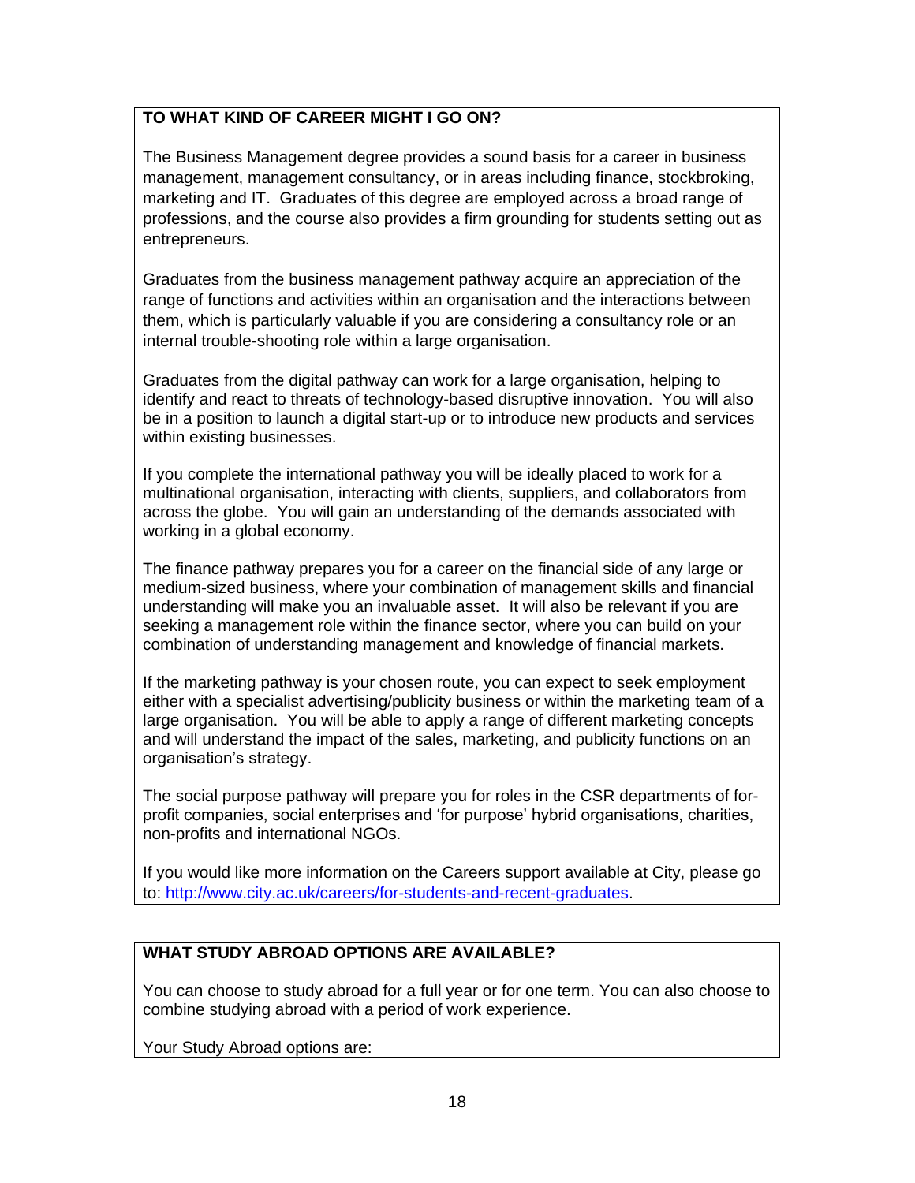## TO WHAT KIND OF CAREER MIGHT I GO ON?

The Business Management degree provides a sound basis for a career in business management, management consultancy, or in areas including finance, stockbroking, marketing and IT. Graduates of this degree are employed across a broad range of professions, and the course also provides a firm grounding for students setting out as entrepreneurs.

Graduates from the business management pathway acquire an appreciation of the range of functions and activities within an organisation and the interactions between them, which is particularly valuable if you are considering a consultancy role or an internal trouble-shooting role within a large organisation.

Graduates from the digital pathway can work for a large organisation, helping to identify and react to threats of technology-based disruptive innovation. You will also be in a position to launch a digital start-up or to introduce new products and services within existing businesses.

If you complete the international pathway you will be ideally placed to work for a multinational organisation, interacting with clients, suppliers, and collaborators from across the globe. You will gain an understanding of the demands associated with working in a global economy.

The finance pathway prepares you for a career on the financial side of any large or medium-sized business, where your combination of management skills and financial understanding will make you an invaluable asset. It will also be relevant if you are seeking a management role within the finance sector, where you can build on your combination of understanding management and knowledge of financial markets.

If the marketing pathway is your chosen route, you can expect to seek employment either with a specialist advertising/publicity business or within the marketing team of a large organisation. You will be able to apply a range of different marketing concepts and will understand the impact of the sales, marketing, and publicity functions on an organisation's strategy.

The social purpose pathway will prepare you for roles in the CSR departments of for-profit companies, social enterprises and 'for purpose' hybrid organisations, charities, non-profits and international NGOs.

If you would like more information on the Careers support available at City, please go to: [http://www.city.ac.uk/careers/for-students-and-recent-graduates](http://www.city.ac.uk/careers/for-students-and-recent-graduates).

## WHAT STUDY ABROAD OPTIONS ARE AVAILABLE?

You can choose to study abroad for a full year or for one term. You can also choose to combine studying abroad with a period of work experience.

Your Study Abroad options are: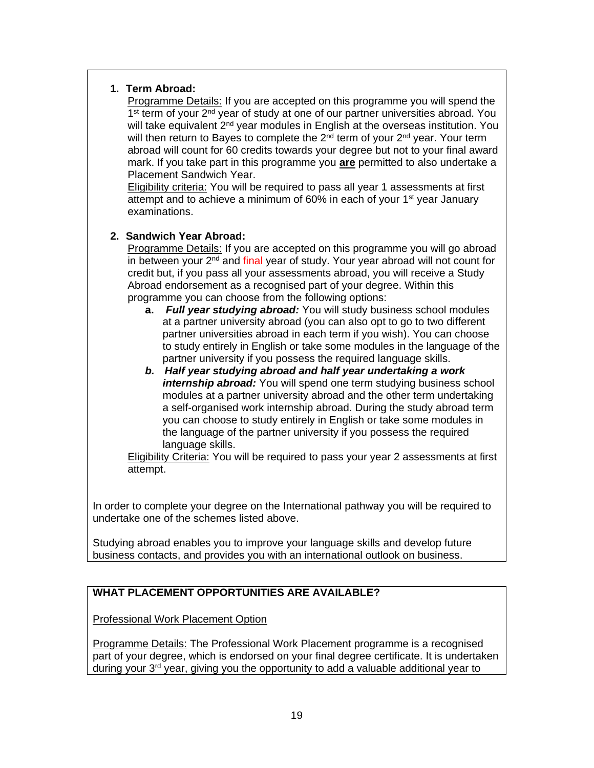1. **Term Abroad:**
   Programme Details: If you are accepted on this programme you will spend the 1st term of your 2nd year of study at one of our partner universities abroad. You will take equivalent 2nd year modules in English at the overseas institution. You will then return to Bayes to complete the 2nd term of your 2nd year. Your term abroad will count for 60 credits towards your degree but not to your final award mark. If you take part in this programme you **are** permitted to also undertake a Placement Sandwich Year.
   Eligibility criteria: You will be required to pass all year 1 assessments at first attempt and to achieve a minimum of 60% in each of your 1st year January examinations.

2. **Sandwich Year Abroad:**
   Programme Details: If you are accepted on this programme you will go abroad in between your 2nd and final year of study. Your year abroad will not count for credit but, if you pass all your assessments abroad, you will receive a Study Abroad endorsement as a recognised part of your degree. Within this programme you can choose from the following options:
   a. ***Full year studying abroad:*** You will study business school modules at a partner university abroad (you can also opt to go to two different partner universities abroad in each term if you wish). You can choose to study entirely in English or take some modules in the language of the partner university if you possess the required language skills.
   b. ***Half year studying abroad and half year undertaking a work internship abroad:*** You will spend one term studying business school modules at a partner university abroad and the other term undertaking a self-organised work internship abroad. During the study abroad term you can choose to study entirely in English or take some modules in the language of the partner university if you possess the required language skills.

   Eligibility Criteria: You will be required to pass your year 2 assessments at first attempt.

In order to complete your degree on the International pathway you will be required to undertake one of the schemes listed above.

Studying abroad enables you to improve your language skills and develop future business contacts, and provides you with an international outlook on business.

## WHAT PLACEMENT OPPORTUNITIES ARE AVAILABLE?

Professional Work Placement Option

Programme Details: The Professional Work Placement programme is a recognised part of your degree, which is endorsed on your final degree certificate. It is undertaken during your 3rd year, giving you the opportunity to add a valuable additional year to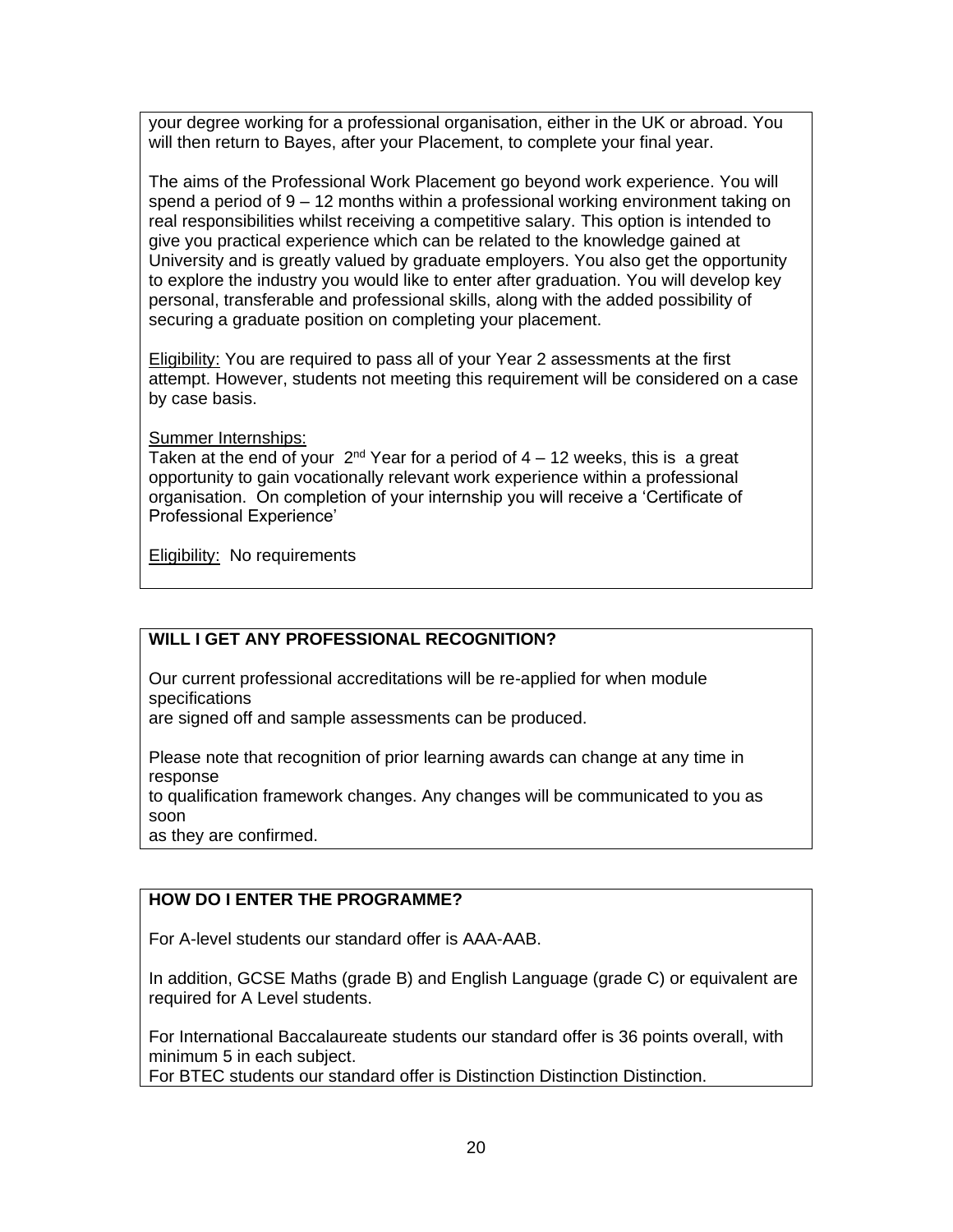your degree working for a professional organisation, either in the UK or abroad. You will then return to Bayes, after your Placement, to complete your final year.

The aims of the Professional Work Placement go beyond work experience. You will spend a period of 9 – 12 months within a professional working environment taking on real responsibilities whilst receiving a competitive salary. This option is intended to give you practical experience which can be related to the knowledge gained at University and is greatly valued by graduate employers. You also get the opportunity to explore the industry you would like to enter after graduation. You will develop key personal, transferable and professional skills, along with the added possibility of securing a graduate position on completing your placement.

Eligibility: You are required to pass all of your Year 2 assessments at the first attempt. However, students not meeting this requirement will be considered on a case by case basis.

Summer Internships:
Taken at the end of your 2nd Year for a period of 4 – 12 weeks, this is a great opportunity to gain vocationally relevant work experience within a professional organisation. On completion of your internship you will receive a 'Certificate of Professional Experience'

Eligibility: No requirements

## WILL I GET ANY PROFESSIONAL RECOGNITION?

Our current professional accreditations will be re-applied for when module specifications
are signed off and sample assessments can be produced.

Please note that recognition of prior learning awards can change at any time in response
to qualification framework changes. Any changes will be communicated to you as soon
as they are confirmed.

## HOW DO I ENTER THE PROGRAMME?

For A-level students our standard offer is AAA-AAB.

In addition, GCSE Maths (grade B) and English Language (grade C) or equivalent are required for A Level students.

For International Baccalaureate students our standard offer is 36 points overall, with minimum 5 in each subject.
For BTEC students our standard offer is Distinction Distinction Distinction.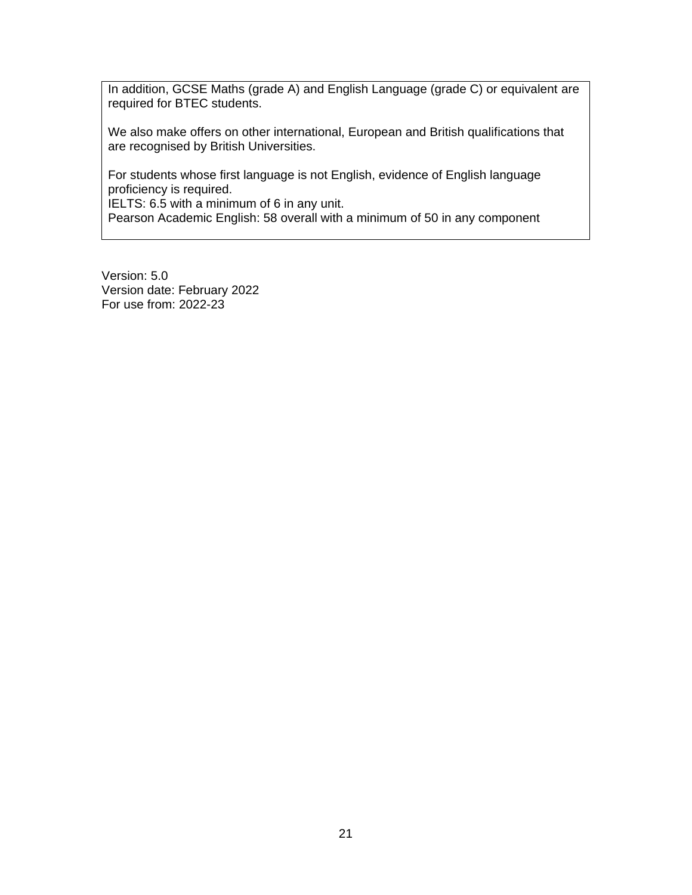In addition, GCSE Maths (grade A) and English Language (grade C) or equivalent are required for BTEC students.

We also make offers on other international, European and British qualifications that are recognised by British Universities.

For students whose first language is not English, evidence of English language proficiency is required.
IELTS: 6.5 with a minimum of 6 in any unit.
Pearson Academic English: 58 overall with a minimum of 50 in any component

Version: 5.0
Version date: February 2022
For use from: 2022-23